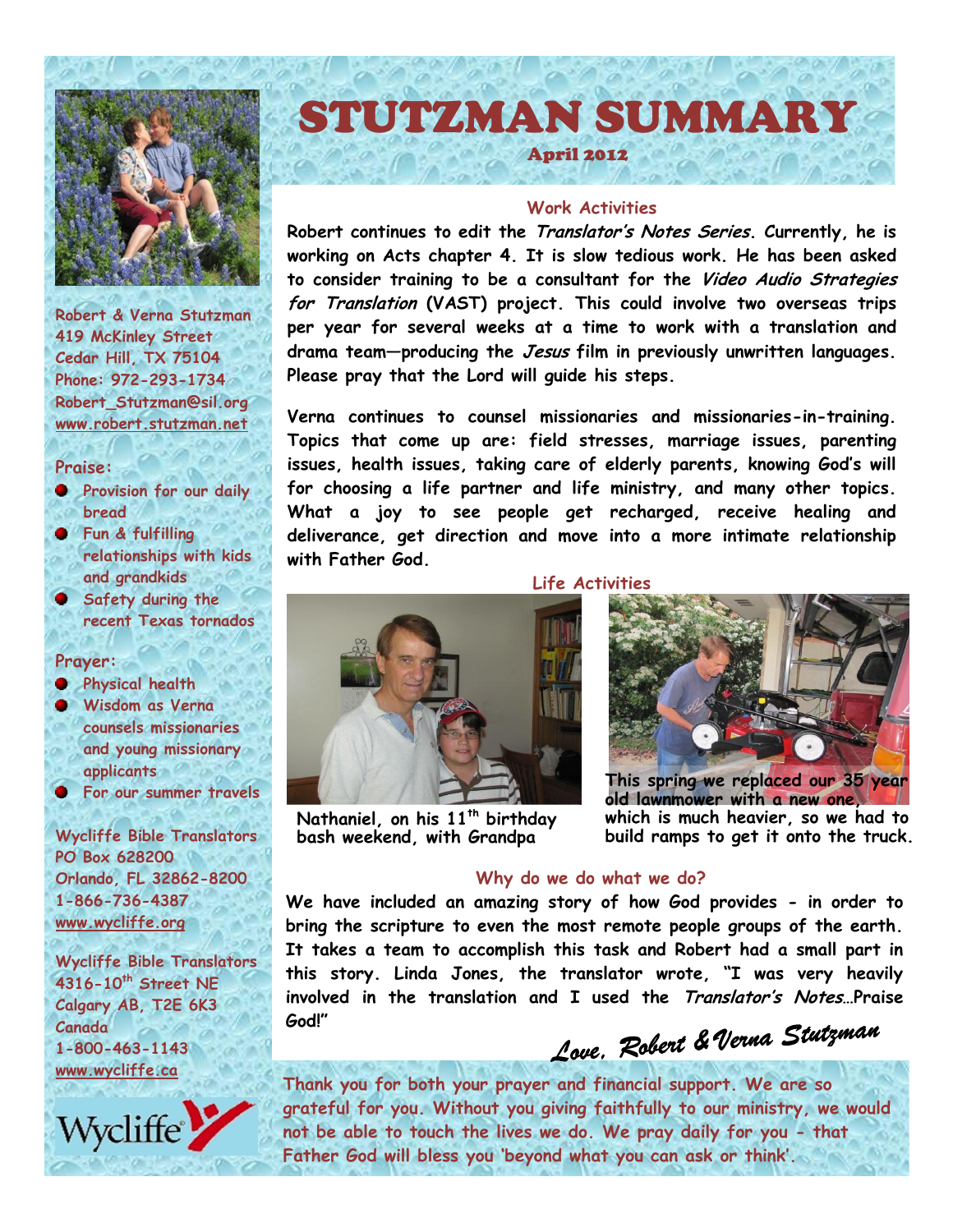# STUTZMAN SUMMARY

April 2012

Robert & Verna Stutzman
419 McKinley Street
Cedar Hill, TX 75104
Phone: 972-293-1734
Robert_Stutzman@sil.org
www.robert.stutzman.net

**Praise:**

- Provision for our daily bread
- Fun & fulfilling relationships with kids and grandkids
- Safety during the recent Texas tornados

**Prayer:**

- Physical health
- Wisdom as Verna counsels missionaries and young missionary applicants
- For our summer travels

Wycliffe Bible Translators
PO Box 628200
Orlando, FL 32862-8200
1-866-736-4387
www.wycliffe.org

Wycliffe Bible Translators
4316-10th Street NE
Calgary AB, T2E 6K3
Canada
1-800-463-1143
www.wycliffe.ca

Wycliffe

## Work Activities

**Robert continues to edit the *Translator's Notes Series*. Currently, he is working on Acts chapter 4. It is slow tedious work. He has been asked to consider training to be a consultant for the *Video Audio Strategies for Translation* (VAST) project. This could involve two overseas trips per year for several weeks at a time to work with a translation and drama team—producing the *Jesus* film in previously unwritten languages. Please pray that the Lord will guide his steps.**

**Verna continues to counsel missionaries and missionaries-in-training. Topics that come up are: field stresses, marriage issues, parenting issues, health issues, taking care of elderly parents, knowing God's will for choosing a life partner and life ministry, and many other topics. What a joy to see people get recharged, receive healing and deliverance, get direction and move into a more intimate relationship with Father God.**

## Life Activities

Nathaniel, on his 11th birthday bash weekend, with Grandpa

This spring we replaced our 35 year old lawnmower with a new one, which is much heavier, so we had to build ramps to get it onto the truck.

## Why do we do what we do?

**We have included an amazing story of how God provides - in order to bring the scripture to even the most remote people groups of the earth. It takes a team to accomplish this task and Robert had a small part in this story. Linda Jones, the translator wrote, "I was very heavily involved in the translation and I used the *Translator's Notes*…Praise God!"**

*Love, Robert & Verna Stutzman*

Thank you for both your prayer and financial support. We are so grateful for you. Without you giving faithfully to our ministry, we would not be able to touch the lives we do. We pray daily for you - that Father God will bless you 'beyond what you can ask or think'.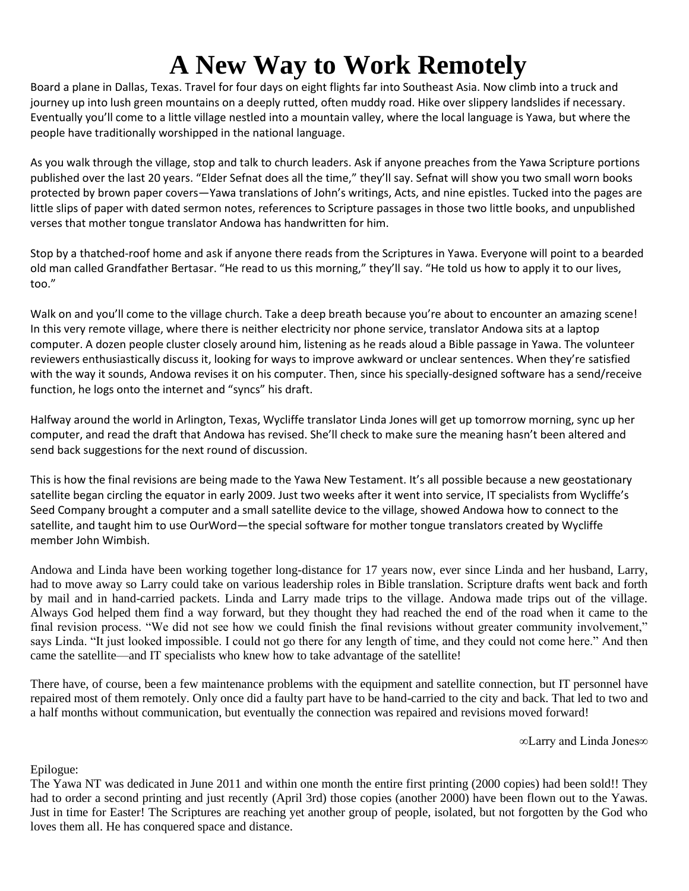# A New Way to Work Remotely

Board a plane in Dallas, Texas. Travel for four days on eight flights far into Southeast Asia. Now climb into a truck and journey up into lush green mountains on a deeply rutted, often muddy road. Hike over slippery landslides if necessary. Eventually you'll come to a little village nestled into a mountain valley, where the local language is Yawa, but where the people have traditionally worshipped in the national language.

As you walk through the village, stop and talk to church leaders. Ask if anyone preaches from the Yawa Scripture portions published over the last 20 years. "Elder Sefnat does all the time," they'll say. Sefnat will show you two small worn books protected by brown paper covers—Yawa translations of John's writings, Acts, and nine epistles. Tucked into the pages are little slips of paper with dated sermon notes, references to Scripture passages in those two little books, and unpublished verses that mother tongue translator Andowa has handwritten for him.

Stop by a thatched-roof home and ask if anyone there reads from the Scriptures in Yawa. Everyone will point to a bearded old man called Grandfather Bertasar. "He read to us this morning," they'll say. "He told us how to apply it to our lives, too."

Walk on and you'll come to the village church. Take a deep breath because you're about to encounter an amazing scene! In this very remote village, where there is neither electricity nor phone service, translator Andowa sits at a laptop computer. A dozen people cluster closely around him, listening as he reads aloud a Bible passage in Yawa. The volunteer reviewers enthusiastically discuss it, looking for ways to improve awkward or unclear sentences. When they're satisfied with the way it sounds, Andowa revises it on his computer. Then, since his specially-designed software has a send/receive function, he logs onto the internet and "syncs" his draft.

Halfway around the world in Arlington, Texas, Wycliffe translator Linda Jones will get up tomorrow morning, sync up her computer, and read the draft that Andowa has revised. She'll check to make sure the meaning hasn't been altered and send back suggestions for the next round of discussion.

This is how the final revisions are being made to the Yawa New Testament. It's all possible because a new geostationary satellite began circling the equator in early 2009. Just two weeks after it went into service, IT specialists from Wycliffe's Seed Company brought a computer and a small satellite device to the village, showed Andowa how to connect to the satellite, and taught him to use OurWord—the special software for mother tongue translators created by Wycliffe member John Wimbish.

Andowa and Linda have been working together long-distance for 17 years now, ever since Linda and her husband, Larry, had to move away so Larry could take on various leadership roles in Bible translation. Scripture drafts went back and forth by mail and in hand-carried packets. Linda and Larry made trips to the village. Andowa made trips out of the village. Always God helped them find a way forward, but they thought they had reached the end of the road when it came to the final revision process. "We did not see how we could finish the final revisions without greater community involvement," says Linda. "It just looked impossible. I could not go there for any length of time, and they could not come here." And then came the satellite—and IT specialists who knew how to take advantage of the satellite!

There have, of course, been a few maintenance problems with the equipment and satellite connection, but IT personnel have repaired most of them remotely. Only once did a faulty part have to be hand-carried to the city and back. That led to two and a half months without communication, but eventually the connection was repaired and revisions moved forward!

∞Larry and Linda Jones∞

Epilogue:
The Yawa NT was dedicated in June 2011 and within one month the entire first printing (2000 copies) had been sold!! They had to order a second printing and just recently (April 3rd) those copies (another 2000) have been flown out to the Yawas. Just in time for Easter! The Scriptures are reaching yet another group of people, isolated, but not forgotten by the God who loves them all. He has conquered space and distance.